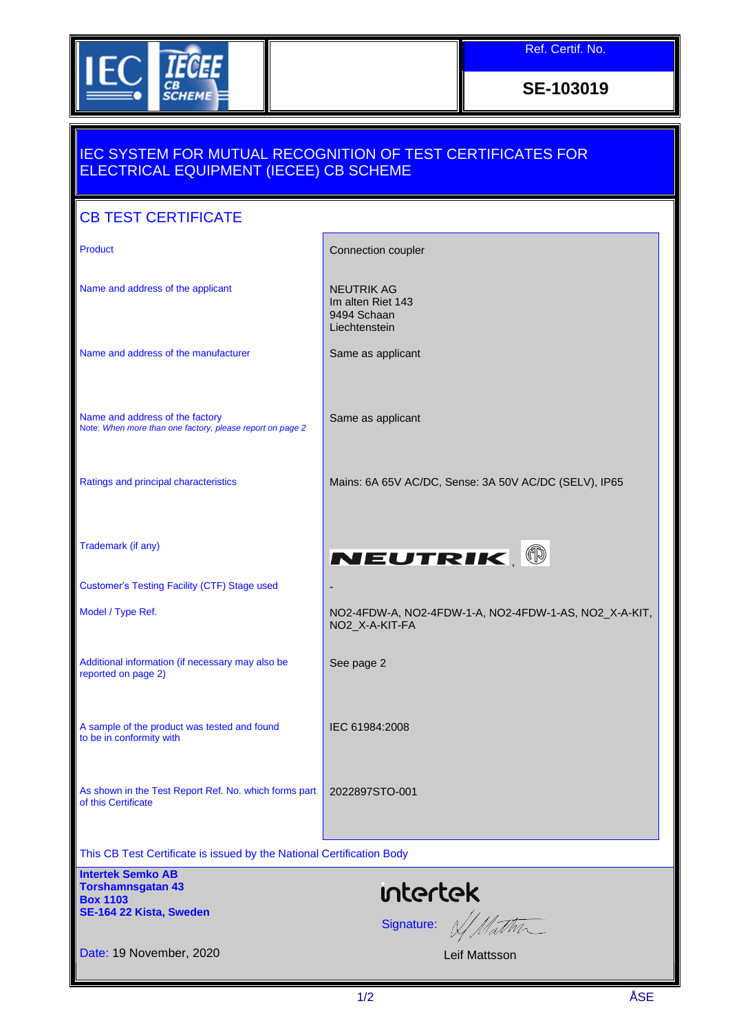Ref. Certif. No.

**SE-103019**

# IEC SYSTEM FOR MUTUAL RECOGNITION OF TEST CERTIFICATES FOR ELECTRICAL EQUIPMENT (IECEE) CB SCHEME

## CB TEST CERTIFICATE

| | |
|---|---|
| Product | Connection coupler |
| Name and address of the applicant | NEUTRIK AG<br>Im alten Riet 143<br>9494 Schaan<br>Liechtenstein |
| Name and address of the manufacturer | Same as applicant |
| Name and address of the factory<br>Note: *When more than one factory, please report on page 2* | Same as applicant |
| Ratings and principal characteristics | Mains: 6A 65V AC/DC, Sense: 3A 50V AC/DC (SELV), IP65 |
| Trademark (if any) | NEUTRIK, |
| Customer's Testing Facility (CTF) Stage used | - |
| Model / Type Ref. | NO2-4FDW-A, NO2-4FDW-1-A, NO2-4FDW-1-AS, NO2_X-A-KIT, NO2_X-A-KIT-FA |
| Additional information (if necessary may also be reported on page 2) | See page 2 |
| A sample of the product was tested and found to be in conformity with | IEC 61984:2008 |
| As shown in the Test Report Ref. No. which forms part of this Certificate | 2022897STO-001 |

This CB Test Certificate is issued by the National Certification Body

**Intertek Semko AB**
**Torshamnsgatan 43**
**Box 1103**
**SE-164 22 Kista, Sweden**

intertek

Signature:

Leif Mattsson

Date: 19 November, 2020

ÅSE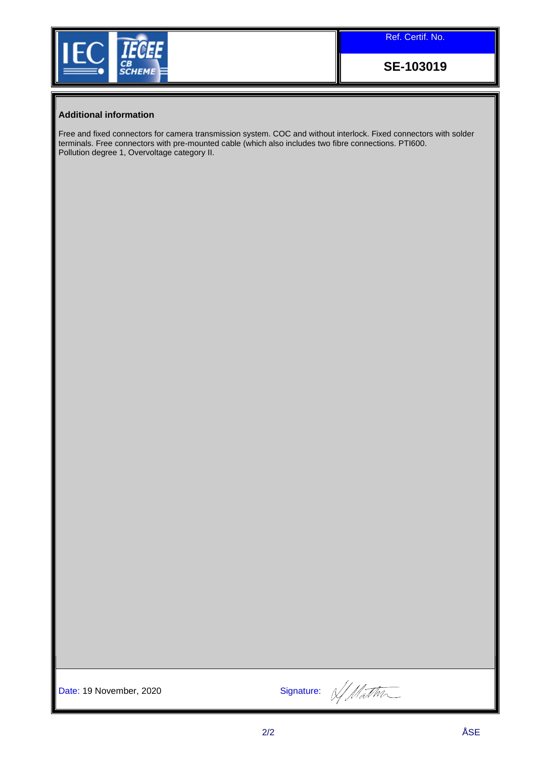Ref. Certif. No.

**SE-103019**

**Additional information**

Free and fixed connectors for camera transmission system. COC and without interlock. Fixed connectors with solder terminals. Free connectors with pre-mounted cable (which also includes two fibre connections. PTI600.
Pollution degree 1, Overvoltage category II.

Date: 19 November, 2020

Signature: